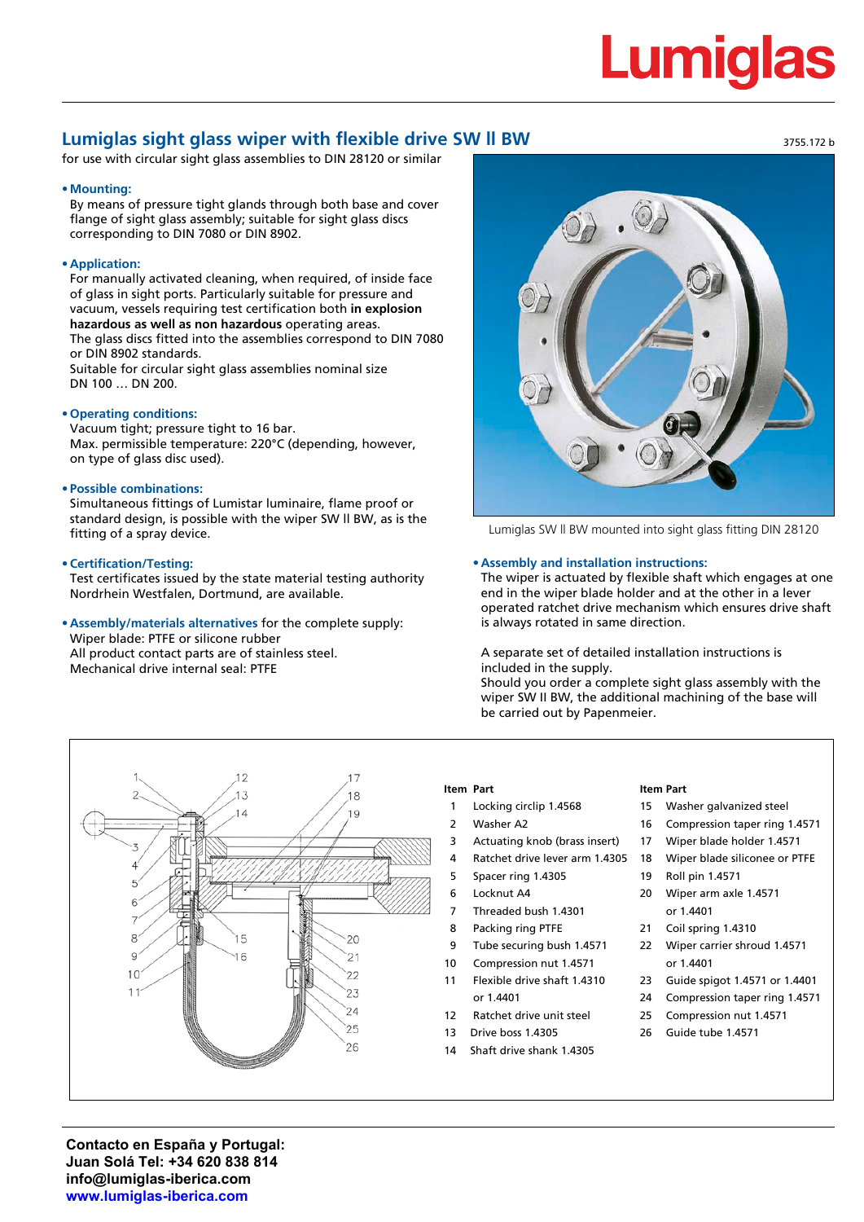# Lumiglas

## Lumiglas sight glass wiper with flexible drive SW II BW

3755.172 b

for use with circular sight glass assemblies to DIN 28120 or similar

- **Mounting:**
  By means of pressure tight glands through both base and cover flange of sight glass assembly; suitable for sight glass discs corresponding to DIN 7080 or DIN 8902.

- **Application:**
  For manually activated cleaning, when required, of inside face of glass in sight ports. Particularly suitable for pressure and vacuum, vessels requiring test certification both **in explosion hazardous as well as non hazardous** operating areas.
  The glass discs fitted into the assemblies correspond to DIN 7080 or DIN 8902 standards.
  Suitable for circular sight glass assemblies nominal size DN 100 … DN 200.

- **Operating conditions:**
  Vacuum tight; pressure tight to 16 bar.
  Max. permissible temperature: 220°C (depending, however, on type of glass disc used).

- **Possible combinations:**
  Simultaneous fittings of Lumistar luminaire, flame proof or standard design, is possible with the wiper SW II BW, as is the fitting of a spray device.

- **Certification/Testing:**
  Test certificates issued by the state material testing authority Nordrhein Westfalen, Dortmund, are available.

- **Assembly/materials alternatives** for the complete supply:
  Wiper blade: PTFE or silicone rubber
  All product contact parts are of stainless steel.
  Mechanical drive internal seal: PTFE

Lumiglas SW II BW mounted into sight glass fitting DIN 28120

- **Assembly and installation instructions:**
  The wiper is actuated by flexible shaft which engages at one end in the wiper blade holder and at the other in a lever operated ratchet drive mechanism which ensures drive shaft is always rotated in same direction.

  A separate set of detailed installation instructions is included in the supply.
  Should you order a complete sight glass assembly with the wiper SW II BW, the additional machining of the base will be carried out by Papenmeier.

| Item | Part | Item | Part |
|---|---|---|---|
| 1 | Locking circlip 1.4568 | 15 | Washer galvanized steel |
| 2 | Washer A2 | 16 | Compression taper ring 1.4571 |
| 3 | Actuating knob (brass insert) | 17 | Wiper blade holder 1.4571 |
| 4 | Ratchet drive lever arm 1.4305 | 18 | Wiper blade siliconee or PTFE |
| 5 | Spacer ring 1.4305 | 19 | Roll pin 1.4571 |
| 6 | Locknut A4 | 20 | Wiper arm axle 1.4571 or 1.4401 |
| 7 | Threaded bush 1.4301 | 21 | Coil spring 1.4310 |
| 8 | Packing ring PTFE | 22 | Wiper carrier shroud 1.4571 or 1.4401 |
| 9 | Tube securing bush 1.4571 | 23 | Guide spigot 1.4571 or 1.4401 |
| 10 | Compression nut 1.4571 | 24 | Compression taper ring 1.4571 |
| 11 | Flexible drive shaft 1.4310 or 1.4401 | 25 | Compression nut 1.4571 |
| 12 | Ratchet drive unit steel | 26 | Guide tube 1.4571 |
| 13 | Drive boss 1.4305 | | |
| 14 | Shaft drive shank 1.4305 | | |

**Contacto en España y Portugal:**
**Juan Solá Tel: +34 620 838 814**
**info@lumiglas-iberica.com**
**www.lumiglas-iberica.com**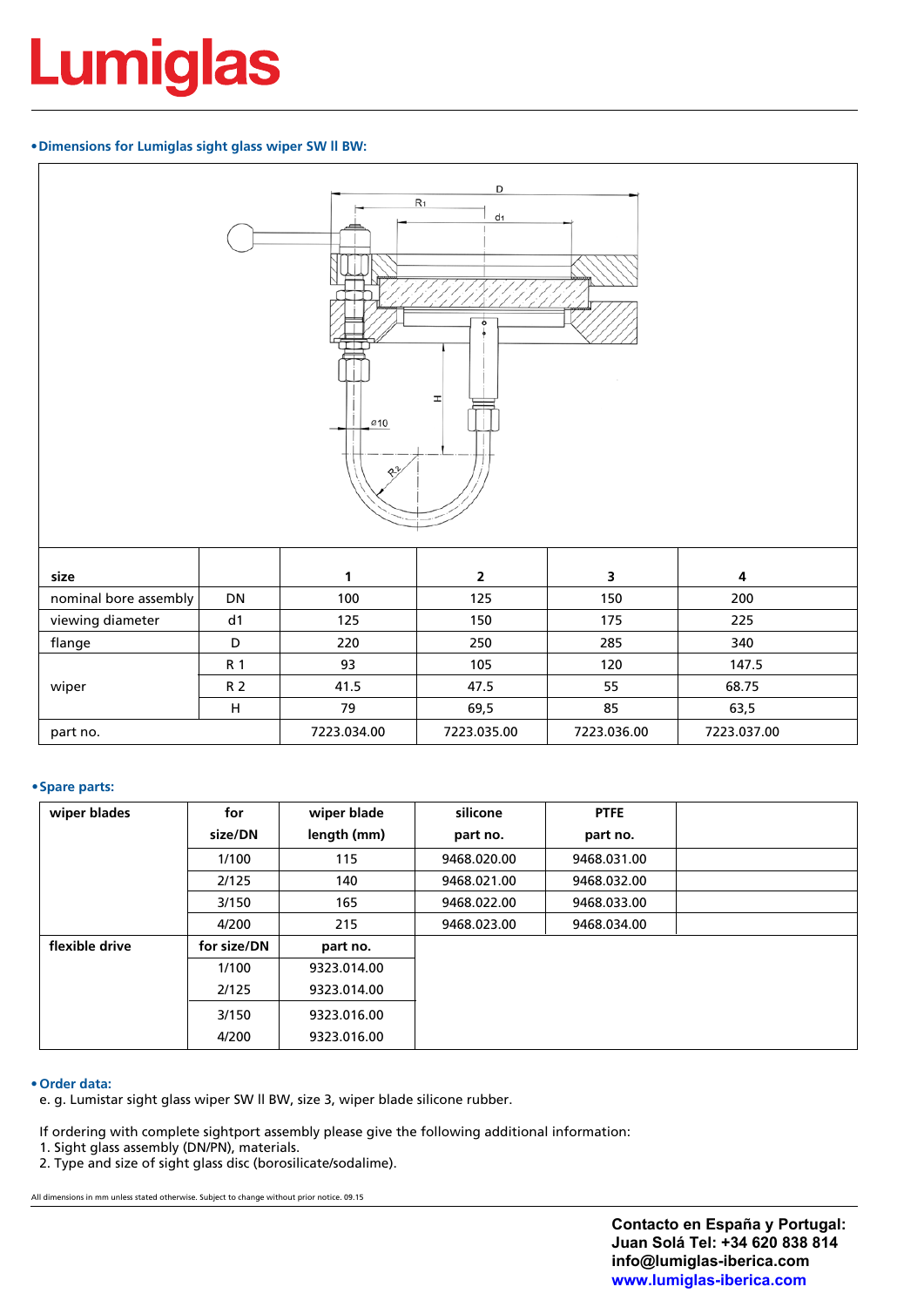# Lumiglas

- **Dimensions for Lumiglas sight glass wiper SW II BW:**

D
R1
d1
H
ø10
R2

| size | | 1 | 2 | 3 | 4 |
|---|---|---|---|---|---|
| nominal bore assembly | DN | 100 | 125 | 150 | 200 |
| viewing diameter | d1 | 125 | 150 | 175 | 225 |
| flange | D | 220 | 250 | 285 | 340 |
| wiper | R 1 | 93 | 105 | 120 | 147.5 |
| | R 2 | 41.5 | 47.5 | 55 | 68.75 |
| | H | 79 | 69,5 | 85 | 63,5 |
| part no. | | 7223.034.00 | 7223.035.00 | 7223.036.00 | 7223.037.00 |

- **Spare parts:**

| wiper blades | for size/DN | wiper blade length (mm) | silicone part no. | PTFE part no. | |
|---|---|---|---|---|---|
| | 1/100 | 115 | 9468.020.00 | 9468.031.00 | |
| | 2/125 | 140 | 9468.021.00 | 9468.032.00 | |
| | 3/150 | 165 | 9468.022.00 | 9468.033.00 | |
| | 4/200 | 215 | 9468.023.00 | 9468.034.00 | |
| **flexible drive** | **for size/DN** | **part no.** | | | |
| | 1/100 | 9323.014.00 | | | |
| | 2/125 | 9323.014.00 | | | |
| | 3/150 | 9323.016.00 | | | |
| | 4/200 | 9323.016.00 | | | |

- **Order data:**

e. g. Lumistar sight glass wiper SW II BW, size 3, wiper blade silicone rubber.

If ordering with complete sightport assembly please give the following additional information:
1. Sight glass assembly (DN/PN), materials.
2. Type and size of sight glass disc (borosilicate/sodalime).

All dimensions in mm unless stated otherwise. Subject to change without prior notice. 09.15

**Contacto en España y Portugal:**
**Juan Solá Tel: +34 620 838 814**
**info@lumiglas-iberica.com**
**www.lumiglas-iberica.com**